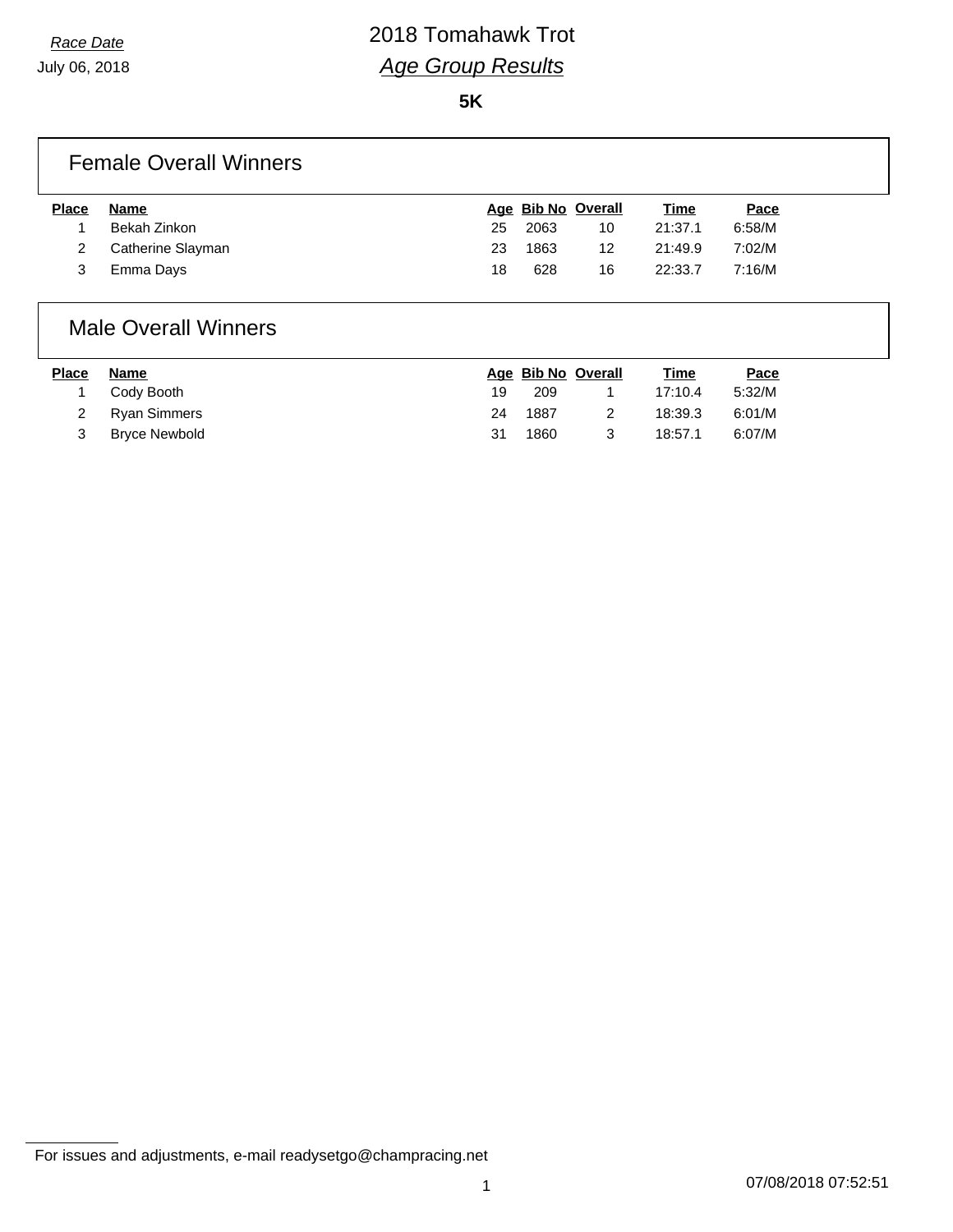*Race Date*

July 06, 2018

# 2018 Tomahawk Trot

## *Age Group Results*

**5K**

### Female Overall Winners

| Place | Name | Age | Bib No | Overall | Time | Pace |
|---|---|---|---|---|---|---|
| 1 | Bekah Zinkon | 25 | 2063 | 10 | 21:37.1 | 6:58/M |
| 2 | Catherine Slayman | 23 | 1863 | 12 | 21:49.9 | 7:02/M |
| 3 | Emma Days | 18 | 628 | 16 | 22:33.7 | 7:16/M |

### Male Overall Winners

| Place | Name | Age | Bib No | Overall | Time | Pace |
|---|---|---|---|---|---|---|
| 1 | Cody Booth | 19 | 209 | 1 | 17:10.4 | 5:32/M |
| 2 | Ryan Simmers | 24 | 1887 | 2 | 18:39.3 | 6:01/M |
| 3 | Bryce Newbold | 31 | 1860 | 3 | 18:57.1 | 6:07/M |

For issues and adjustments, e-mail readysetgo@champracing.net

07/08/2018 07:52:51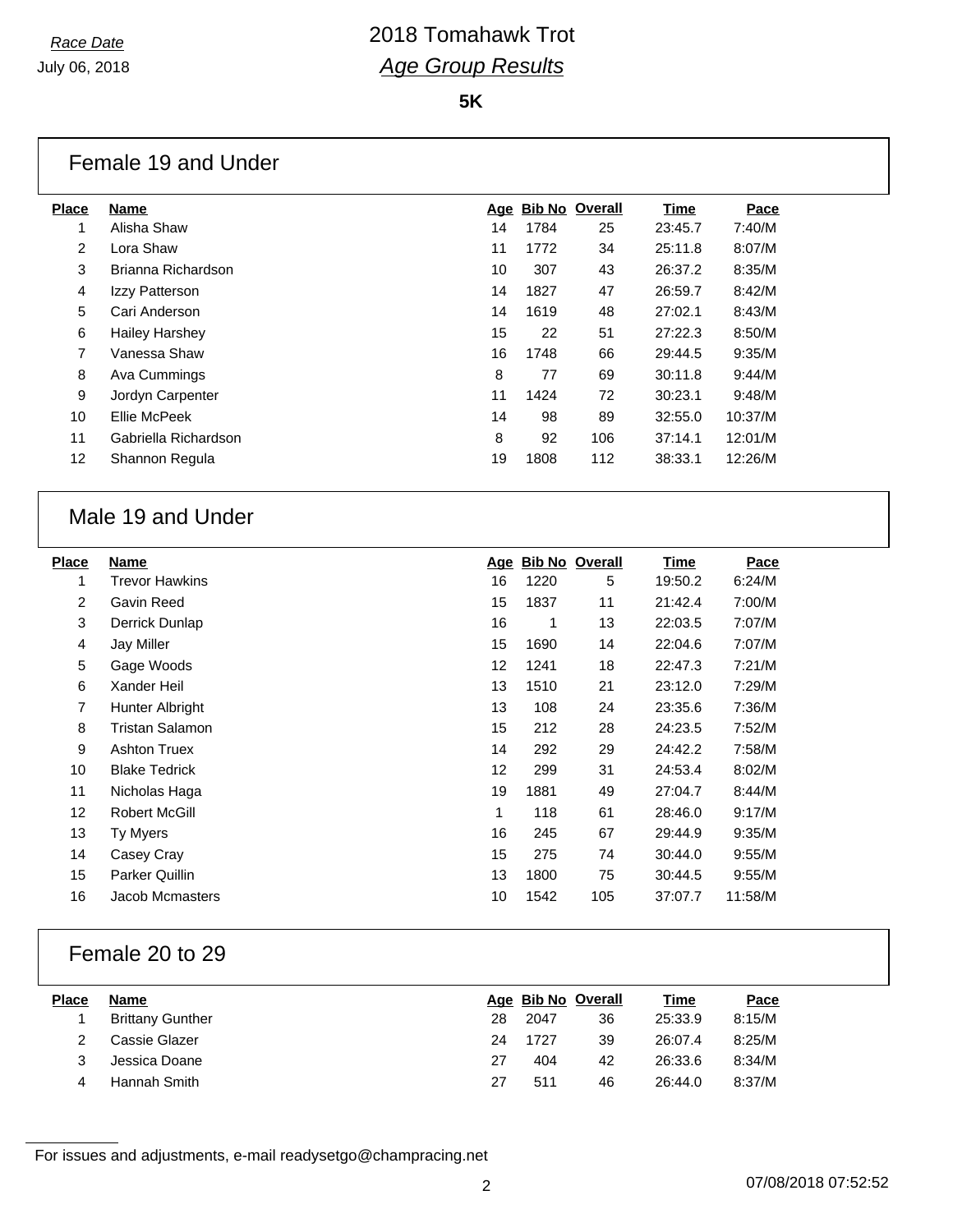*Race Date*

July 06, 2018

# 2018 Tomahawk Trot

## *Age Group Results*

**5K**

### Female 19 and Under

| Place | Name | Age | Bib No | Overall | Time | Pace |
|---|---|---|---|---|---|---|
| 1 | Alisha Shaw | 14 | 1784 | 25 | 23:45.7 | 7:40/M |
| 2 | Lora Shaw | 11 | 1772 | 34 | 25:11.8 | 8:07/M |
| 3 | Brianna Richardson | 10 | 307 | 43 | 26:37.2 | 8:35/M |
| 4 | Izzy Patterson | 14 | 1827 | 47 | 26:59.7 | 8:42/M |
| 5 | Cari Anderson | 14 | 1619 | 48 | 27:02.1 | 8:43/M |
| 6 | Hailey Harshey | 15 | 22 | 51 | 27:22.3 | 8:50/M |
| 7 | Vanessa Shaw | 16 | 1748 | 66 | 29:44.5 | 9:35/M |
| 8 | Ava Cummings | 8 | 77 | 69 | 30:11.8 | 9:44/M |
| 9 | Jordyn Carpenter | 11 | 1424 | 72 | 30:23.1 | 9:48/M |
| 10 | Ellie McPeek | 14 | 98 | 89 | 32:55.0 | 10:37/M |
| 11 | Gabriella Richardson | 8 | 92 | 106 | 37:14.1 | 12:01/M |
| 12 | Shannon Regula | 19 | 1808 | 112 | 38:33.1 | 12:26/M |

### Male 19 and Under

| Place | Name | Age | Bib No | Overall | Time | Pace |
|---|---|---|---|---|---|---|
| 1 | Trevor Hawkins | 16 | 1220 | 5 | 19:50.2 | 6:24/M |
| 2 | Gavin Reed | 15 | 1837 | 11 | 21:42.4 | 7:00/M |
| 3 | Derrick Dunlap | 16 | 1 | 13 | 22:03.5 | 7:07/M |
| 4 | Jay Miller | 15 | 1690 | 14 | 22:04.6 | 7:07/M |
| 5 | Gage Woods | 12 | 1241 | 18 | 22:47.3 | 7:21/M |
| 6 | Xander Heil | 13 | 1510 | 21 | 23:12.0 | 7:29/M |
| 7 | Hunter Albright | 13 | 108 | 24 | 23:35.6 | 7:36/M |
| 8 | Tristan Salamon | 15 | 212 | 28 | 24:23.5 | 7:52/M |
| 9 | Ashton Truex | 14 | 292 | 29 | 24:42.2 | 7:58/M |
| 10 | Blake Tedrick | 12 | 299 | 31 | 24:53.4 | 8:02/M |
| 11 | Nicholas Haga | 19 | 1881 | 49 | 27:04.7 | 8:44/M |
| 12 | Robert McGill | 1 | 118 | 61 | 28:46.0 | 9:17/M |
| 13 | Ty Myers | 16 | 245 | 67 | 29:44.9 | 9:35/M |
| 14 | Casey Cray | 15 | 275 | 74 | 30:44.0 | 9:55/M |
| 15 | Parker Quillin | 13 | 1800 | 75 | 30:44.5 | 9:55/M |
| 16 | Jacob Mcmasters | 10 | 1542 | 105 | 37:07.7 | 11:58/M |

### Female 20 to 29

| Place | Name | Age | Bib No | Overall | Time | Pace |
|---|---|---|---|---|---|---|
| 1 | Brittany Gunther | 28 | 2047 | 36 | 25:33.9 | 8:15/M |
| 2 | Cassie Glazer | 24 | 1727 | 39 | 26:07.4 | 8:25/M |
| 3 | Jessica Doane | 27 | 404 | 42 | 26:33.6 | 8:34/M |
| 4 | Hannah Smith | 27 | 511 | 46 | 26:44.0 | 8:37/M |

For issues and adjustments, e-mail readysetgo@champracing.net

07/08/2018 07:52:52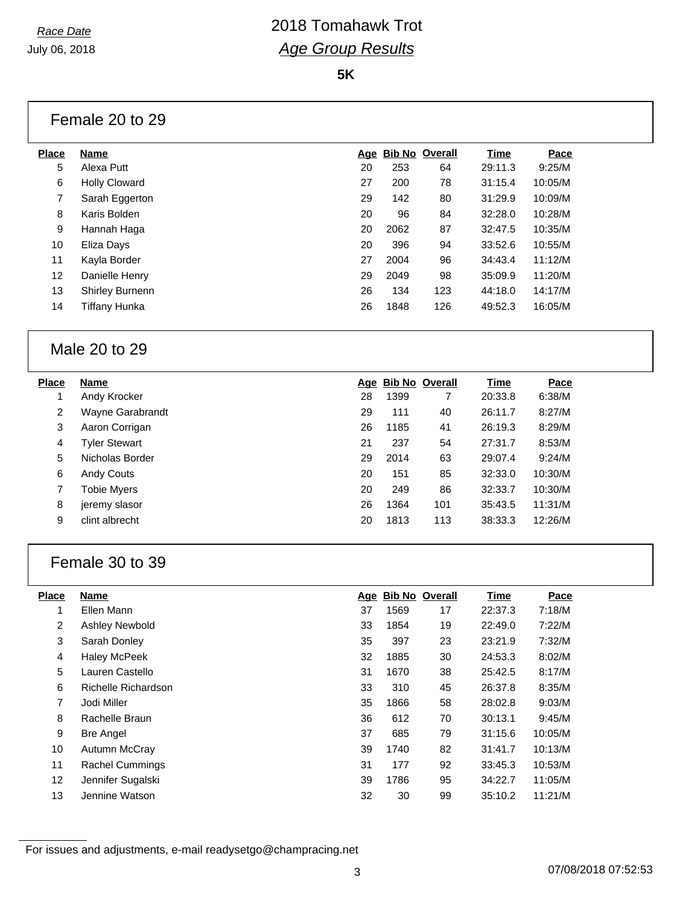*Race Date*

July 06, 2018

# 2018 Tomahawk Trot

## *Age Group Results*

**5K**

### Female 20 to 29

| Place | Name | Age | Bib No | Overall | Time | Pace |
|---|---|---|---|---|---|---|
| 5 | Alexa Putt | 20 | 253 | 64 | 29:11.3 | 9:25/M |
| 6 | Holly Cloward | 27 | 200 | 78 | 31:15.4 | 10:05/M |
| 7 | Sarah Eggerton | 29 | 142 | 80 | 31:29.9 | 10:09/M |
| 8 | Karis Bolden | 20 | 96 | 84 | 32:28.0 | 10:28/M |
| 9 | Hannah Haga | 20 | 2062 | 87 | 32:47.5 | 10:35/M |
| 10 | Eliza Days | 20 | 396 | 94 | 33:52.6 | 10:55/M |
| 11 | Kayla Border | 27 | 2004 | 96 | 34:43.4 | 11:12/M |
| 12 | Danielle Henry | 29 | 2049 | 98 | 35:09.9 | 11:20/M |
| 13 | Shirley Burnenn | 26 | 134 | 123 | 44:18.0 | 14:17/M |
| 14 | Tiffany Hunka | 26 | 1848 | 126 | 49:52.3 | 16:05/M |

### Male 20 to 29

| Place | Name | Age | Bib No | Overall | Time | Pace |
|---|---|---|---|---|---|---|
| 1 | Andy Krocker | 28 | 1399 | 7 | 20:33.8 | 6:38/M |
| 2 | Wayne Garabrandt | 29 | 111 | 40 | 26:11.7 | 8:27/M |
| 3 | Aaron Corrigan | 26 | 1185 | 41 | 26:19.3 | 8:29/M |
| 4 | Tyler Stewart | 21 | 237 | 54 | 27:31.7 | 8:53/M |
| 5 | Nicholas Border | 29 | 2014 | 63 | 29:07.4 | 9:24/M |
| 6 | Andy Couts | 20 | 151 | 85 | 32:33.0 | 10:30/M |
| 7 | Tobie Myers | 20 | 249 | 86 | 32:33.7 | 10:30/M |
| 8 | jeremy slasor | 26 | 1364 | 101 | 35:43.5 | 11:31/M |
| 9 | clint albrecht | 20 | 1813 | 113 | 38:33.3 | 12:26/M |

### Female 30 to 39

| Place | Name | Age | Bib No | Overall | Time | Pace |
|---|---|---|---|---|---|---|
| 1 | Ellen Mann | 37 | 1569 | 17 | 22:37.3 | 7:18/M |
| 2 | Ashley Newbold | 33 | 1854 | 19 | 22:49.0 | 7:22/M |
| 3 | Sarah Donley | 35 | 397 | 23 | 23:21.9 | 7:32/M |
| 4 | Haley McPeek | 32 | 1885 | 30 | 24:53.3 | 8:02/M |
| 5 | Lauren Castello | 31 | 1670 | 38 | 25:42.5 | 8:17/M |
| 6 | Richelle Richardson | 33 | 310 | 45 | 26:37.8 | 8:35/M |
| 7 | Jodi Miller | 35 | 1866 | 58 | 28:02.8 | 9:03/M |
| 8 | Rachelle Braun | 36 | 612 | 70 | 30:13.1 | 9:45/M |
| 9 | Bre Angel | 37 | 685 | 79 | 31:15.6 | 10:05/M |
| 10 | Autumn McCray | 39 | 1740 | 82 | 31:41.7 | 10:13/M |
| 11 | Rachel Cummings | 31 | 177 | 92 | 33:45.3 | 10:53/M |
| 12 | Jennifer Sugalski | 39 | 1786 | 95 | 34:22.7 | 11:05/M |
| 13 | Jennine Watson | 32 | 30 | 99 | 35:10.2 | 11:21/M |

For issues and adjustments, e-mail readysetgo@champracing.net

07/08/2018 07:52:53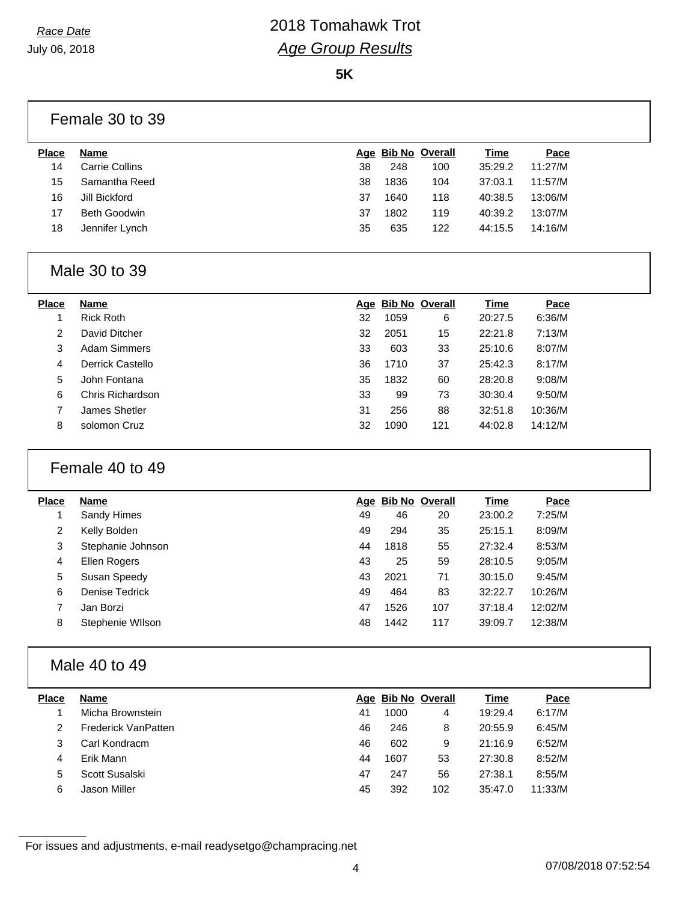*Race Date*
July 06, 2018

# 2018 Tomahawk Trot
## *Age Group Results*

**5K**

### Female 30 to 39

| Place | Name | Age | Bib No | Overall | Time | Pace |
|---|---|---|---|---|---|---|
| 14 | Carrie Collins | 38 | 248 | 100 | 35:29.2 | 11:27/M |
| 15 | Samantha Reed | 38 | 1836 | 104 | 37:03.1 | 11:57/M |
| 16 | Jill Bickford | 37 | 1640 | 118 | 40:38.5 | 13:06/M |
| 17 | Beth Goodwin | 37 | 1802 | 119 | 40:39.2 | 13:07/M |
| 18 | Jennifer Lynch | 35 | 635 | 122 | 44:15.5 | 14:16/M |

### Male 30 to 39

| Place | Name | Age | Bib No | Overall | Time | Pace |
|---|---|---|---|---|---|---|
| 1 | Rick Roth | 32 | 1059 | 6 | 20:27.5 | 6:36/M |
| 2 | David Ditcher | 32 | 2051 | 15 | 22:21.8 | 7:13/M |
| 3 | Adam Simmers | 33 | 603 | 33 | 25:10.6 | 8:07/M |
| 4 | Derrick Castello | 36 | 1710 | 37 | 25:42.3 | 8:17/M |
| 5 | John Fontana | 35 | 1832 | 60 | 28:20.8 | 9:08/M |
| 6 | Chris Richardson | 33 | 99 | 73 | 30:30.4 | 9:50/M |
| 7 | James Shetler | 31 | 256 | 88 | 32:51.8 | 10:36/M |
| 8 | solomon Cruz | 32 | 1090 | 121 | 44:02.8 | 14:12/M |

### Female 40 to 49

| Place | Name | Age | Bib No | Overall | Time | Pace |
|---|---|---|---|---|---|---|
| 1 | Sandy Himes | 49 | 46 | 20 | 23:00.2 | 7:25/M |
| 2 | Kelly Bolden | 49 | 294 | 35 | 25:15.1 | 8:09/M |
| 3 | Stephanie Johnson | 44 | 1818 | 55 | 27:32.4 | 8:53/M |
| 4 | Ellen Rogers | 43 | 25 | 59 | 28:10.5 | 9:05/M |
| 5 | Susan Speedy | 43 | 2021 | 71 | 30:15.0 | 9:45/M |
| 6 | Denise Tedrick | 49 | 464 | 83 | 32:22.7 | 10:26/M |
| 7 | Jan Borzi | 47 | 1526 | 107 | 37:18.4 | 12:02/M |
| 8 | Stephenie WIlson | 48 | 1442 | 117 | 39:09.7 | 12:38/M |

### Male 40 to 49

| Place | Name | Age | Bib No | Overall | Time | Pace |
|---|---|---|---|---|---|---|
| 1 | Micha Brownstein | 41 | 1000 | 4 | 19:29.4 | 6:17/M |
| 2 | Frederick VanPatten | 46 | 246 | 8 | 20:55.9 | 6:45/M |
| 3 | Carl Kondracm | 46 | 602 | 9 | 21:16.9 | 6:52/M |
| 4 | Erik Mann | 44 | 1607 | 53 | 27:30.8 | 8:52/M |
| 5 | Scott Susalski | 47 | 247 | 56 | 27:38.1 | 8:55/M |
| 6 | Jason Miller | 45 | 392 | 102 | 35:47.0 | 11:33/M |

For issues and adjustments, e-mail readysetgo@champracing.net

07/08/2018 07:52:54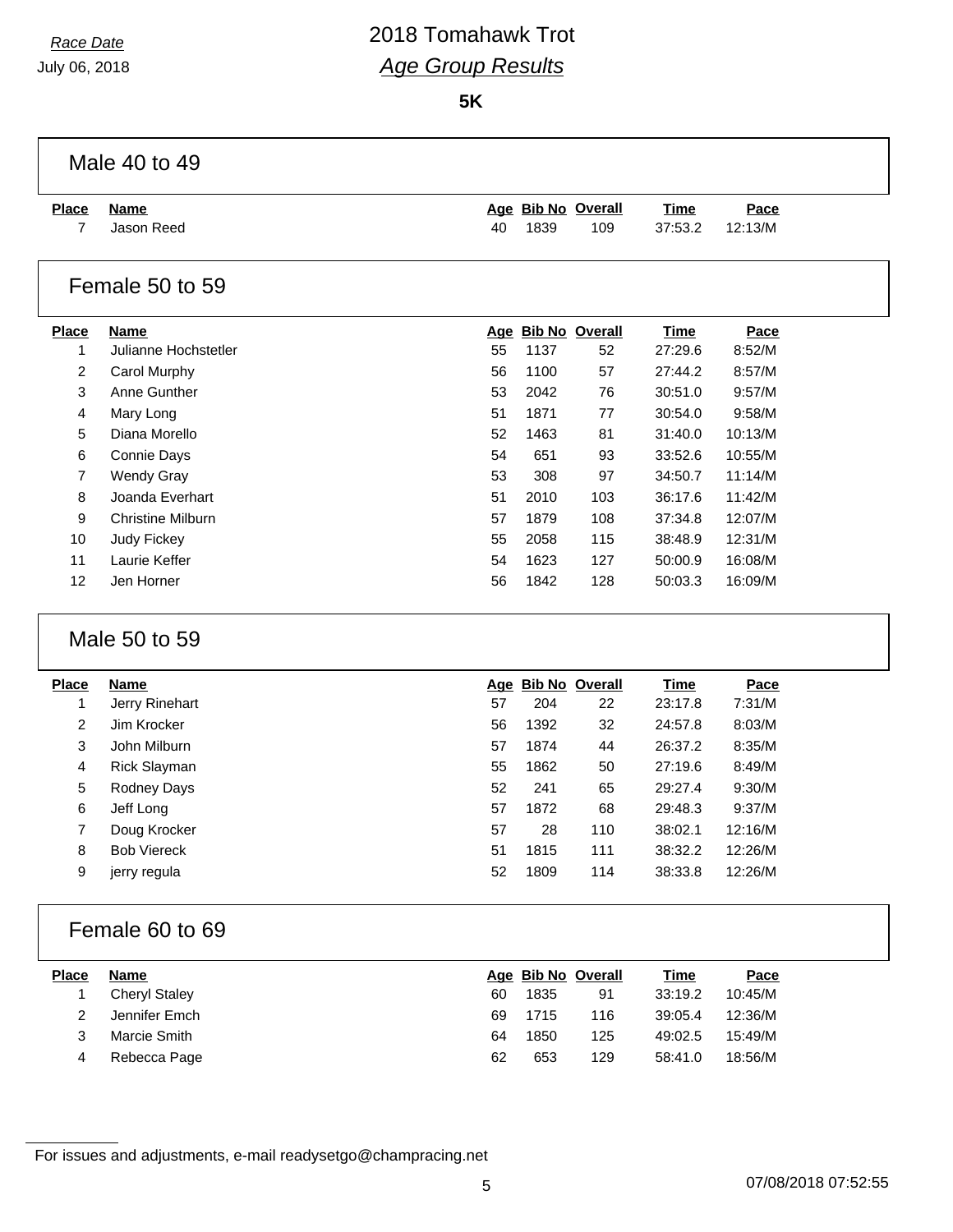*Race Date*
July 06, 2018

# 2018 Tomahawk Trot
## *Age Group Results*

**5K**

### Male 40 to 49

| Place | Name | Age | Bib No | Overall | Time | Pace |
|---|---|---|---|---|---|---|
| 7 | Jason Reed | 40 | 1839 | 109 | 37:53.2 | 12:13/M |

### Female 50 to 59

| Place | Name | Age | Bib No | Overall | Time | Pace |
|---|---|---|---|---|---|---|
| 1 | Julianne Hochstetler | 55 | 1137 | 52 | 27:29.6 | 8:52/M |
| 2 | Carol Murphy | 56 | 1100 | 57 | 27:44.2 | 8:57/M |
| 3 | Anne Gunther | 53 | 2042 | 76 | 30:51.0 | 9:57/M |
| 4 | Mary Long | 51 | 1871 | 77 | 30:54.0 | 9:58/M |
| 5 | Diana Morello | 52 | 1463 | 81 | 31:40.0 | 10:13/M |
| 6 | Connie Days | 54 | 651 | 93 | 33:52.6 | 10:55/M |
| 7 | Wendy Gray | 53 | 308 | 97 | 34:50.7 | 11:14/M |
| 8 | Joanda Everhart | 51 | 2010 | 103 | 36:17.6 | 11:42/M |
| 9 | Christine Milburn | 57 | 1879 | 108 | 37:34.8 | 12:07/M |
| 10 | Judy Fickey | 55 | 2058 | 115 | 38:48.9 | 12:31/M |
| 11 | Laurie Keffer | 54 | 1623 | 127 | 50:00.9 | 16:08/M |
| 12 | Jen Horner | 56 | 1842 | 128 | 50:03.3 | 16:09/M |

### Male 50 to 59

| Place | Name | Age | Bib No | Overall | Time | Pace |
|---|---|---|---|---|---|---|
| 1 | Jerry Rinehart | 57 | 204 | 22 | 23:17.8 | 7:31/M |
| 2 | Jim Krocker | 56 | 1392 | 32 | 24:57.8 | 8:03/M |
| 3 | John Milburn | 57 | 1874 | 44 | 26:37.2 | 8:35/M |
| 4 | Rick Slayman | 55 | 1862 | 50 | 27:19.6 | 8:49/M |
| 5 | Rodney Days | 52 | 241 | 65 | 29:27.4 | 9:30/M |
| 6 | Jeff Long | 57 | 1872 | 68 | 29:48.3 | 9:37/M |
| 7 | Doug Krocker | 57 | 28 | 110 | 38:02.1 | 12:16/M |
| 8 | Bob Viereck | 51 | 1815 | 111 | 38:32.2 | 12:26/M |
| 9 | jerry regula | 52 | 1809 | 114 | 38:33.8 | 12:26/M |

### Female 60 to 69

| Place | Name | Age | Bib No | Overall | Time | Pace |
|---|---|---|---|---|---|---|
| 1 | Cheryl Staley | 60 | 1835 | 91 | 33:19.2 | 10:45/M |
| 2 | Jennifer Emch | 69 | 1715 | 116 | 39:05.4 | 12:36/M |
| 3 | Marcie Smith | 64 | 1850 | 125 | 49:02.5 | 15:49/M |
| 4 | Rebecca Page | 62 | 653 | 129 | 58:41.0 | 18:56/M |

For issues and adjustments, e-mail readysetgo@champracing.net

07/08/2018 07:52:55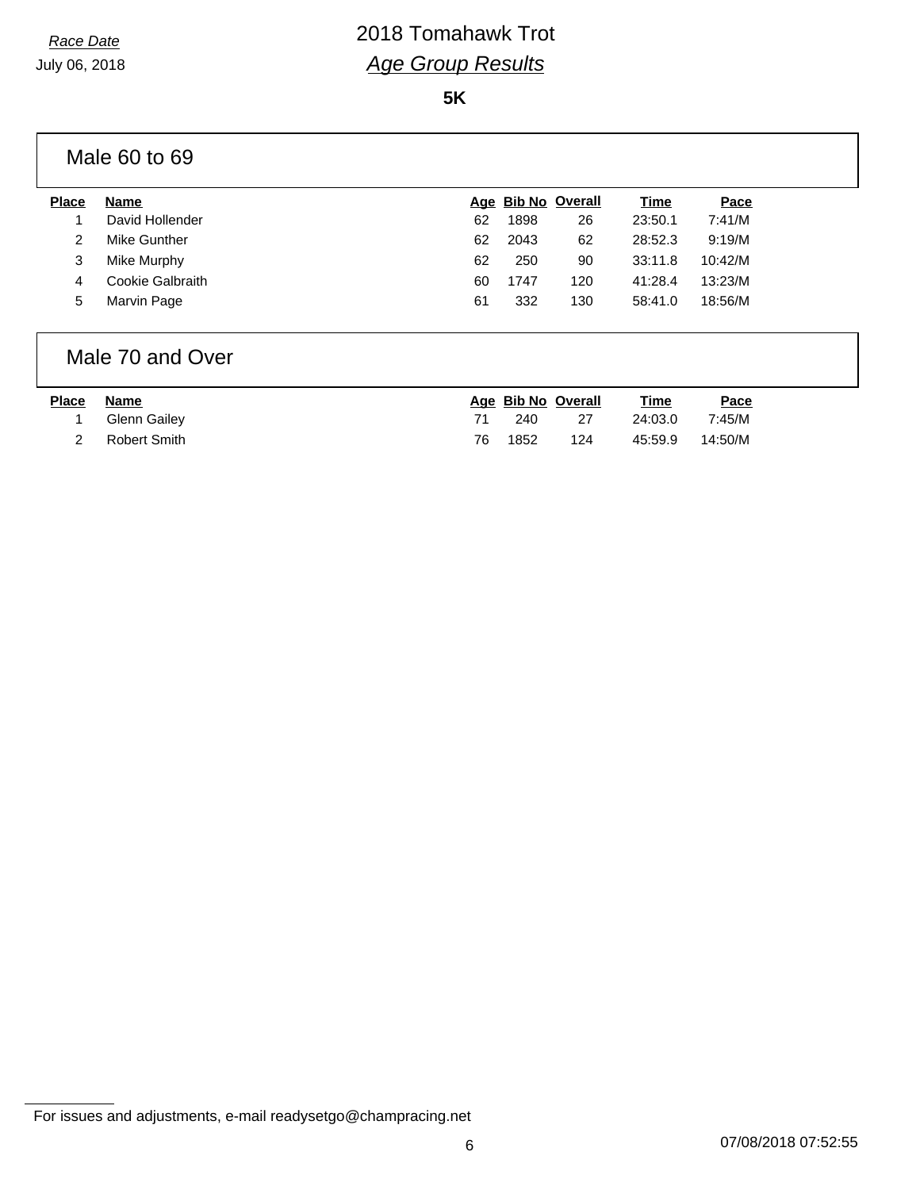*Race Date*

July 06, 2018

# 2018 Tomahawk Trot

## *Age Group Results*

**5K**

### Male 60 to 69

| Place | Name | Age | Bib No | Overall | Time | Pace |
|---|---|---|---|---|---|---|
| 1 | David Hollender | 62 | 1898 | 26 | 23:50.1 | 7:41/M |
| 2 | Mike Gunther | 62 | 2043 | 62 | 28:52.3 | 9:19/M |
| 3 | Mike Murphy | 62 | 250 | 90 | 33:11.8 | 10:42/M |
| 4 | Cookie Galbraith | 60 | 1747 | 120 | 41:28.4 | 13:23/M |
| 5 | Marvin Page | 61 | 332 | 130 | 58:41.0 | 18:56/M |

### Male 70 and Over

| Place | Name | Age | Bib No | Overall | Time | Pace |
|---|---|---|---|---|---|---|
| 1 | Glenn Gailey | 71 | 240 | 27 | 24:03.0 | 7:45/M |
| 2 | Robert Smith | 76 | 1852 | 124 | 45:59.9 | 14:50/M |

For issues and adjustments, e-mail readysetgo@champracing.net

07/08/2018 07:52:55